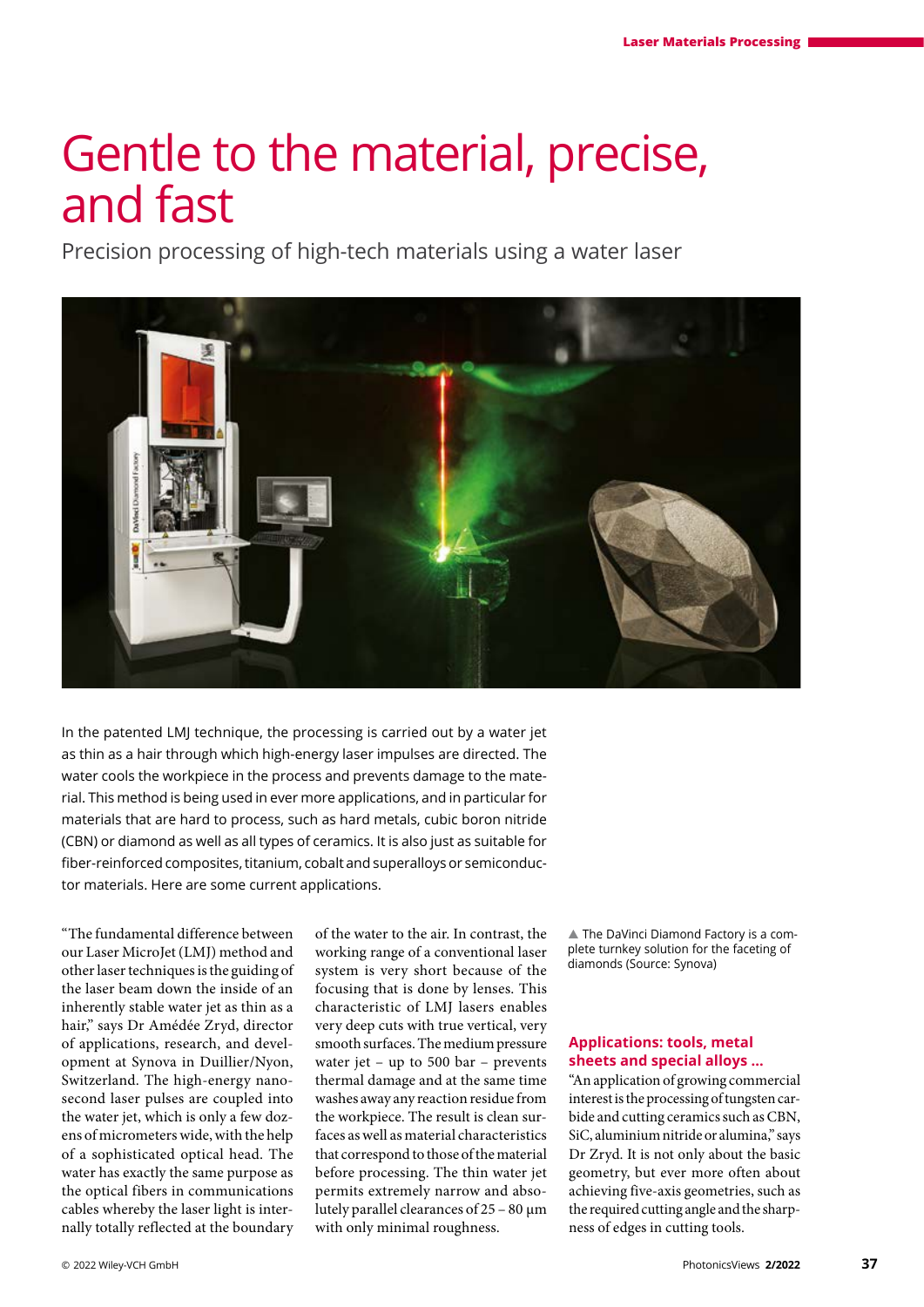# Gentle to the material, precise, and fast

Precision processing of high-tech materials using a water laser

In the patented LMJ technique, the processing is carried out by a water jet as thin as a hair through which high-energy laser impulses are directed. The water cools the workpiece in the process and prevents damage to the material. This method is being used in ever more applications, and in particular for materials that are hard to process, such as hard metals, cubic boron nitride (CBN) or diamond as well as all types of ceramics. It is also just as suitable for fiber-reinforced composites, titanium, cobalt and superalloys or semiconductor materials. Here are some current applications.

"The fundamental difference between our Laser MicroJet (LMJ) method and other laser techniques is the guiding of the laser beam down the inside of an inherently stable water jet as thin as a hair," says Dr Amédée Zryd, director of applications, research, and development at Synova in Duillier/Nyon, Switzerland. The high-energy nanosecond laser pulses are coupled into the water jet, which is only a few dozens of micrometers wide, with the help of a sophisticated optical head. The water has exactly the same purpose as the optical fibers in communications cables whereby the laser light is internally totally reflected at the boundary of the water to the air. In contrast, the working range of a conventional laser system is very short because of the focusing that is done by lenses. This characteristic of LMJ lasers enables very deep cuts with true vertical, very smooth surfaces. The medium pressure water jet – up to 500 bar – prevents thermal damage and at the same time washes away any reaction residue from the workpiece. The result is clean surfaces as well as material characteristics that correspond to those of the material before processing. The thin water jet permits extremely narrow and absolutely parallel clearances of 25 – 80 µm with only minimal roughness.

▲ The DaVinci Diamond Factory is a complete turnkey solution for the faceting of diamonds (Source: Synova)

## Applications: tools, metal sheets and special alloys ...

"An application of growing commercial interest is the processing of tungsten carbide and cutting ceramics such as CBN, SiC, aluminium nitride or alumina," says Dr Zryd. It is not only about the basic geometry, but ever more often about achieving five-axis geometries, such as the required cutting angle and the sharpness of edges in cutting tools.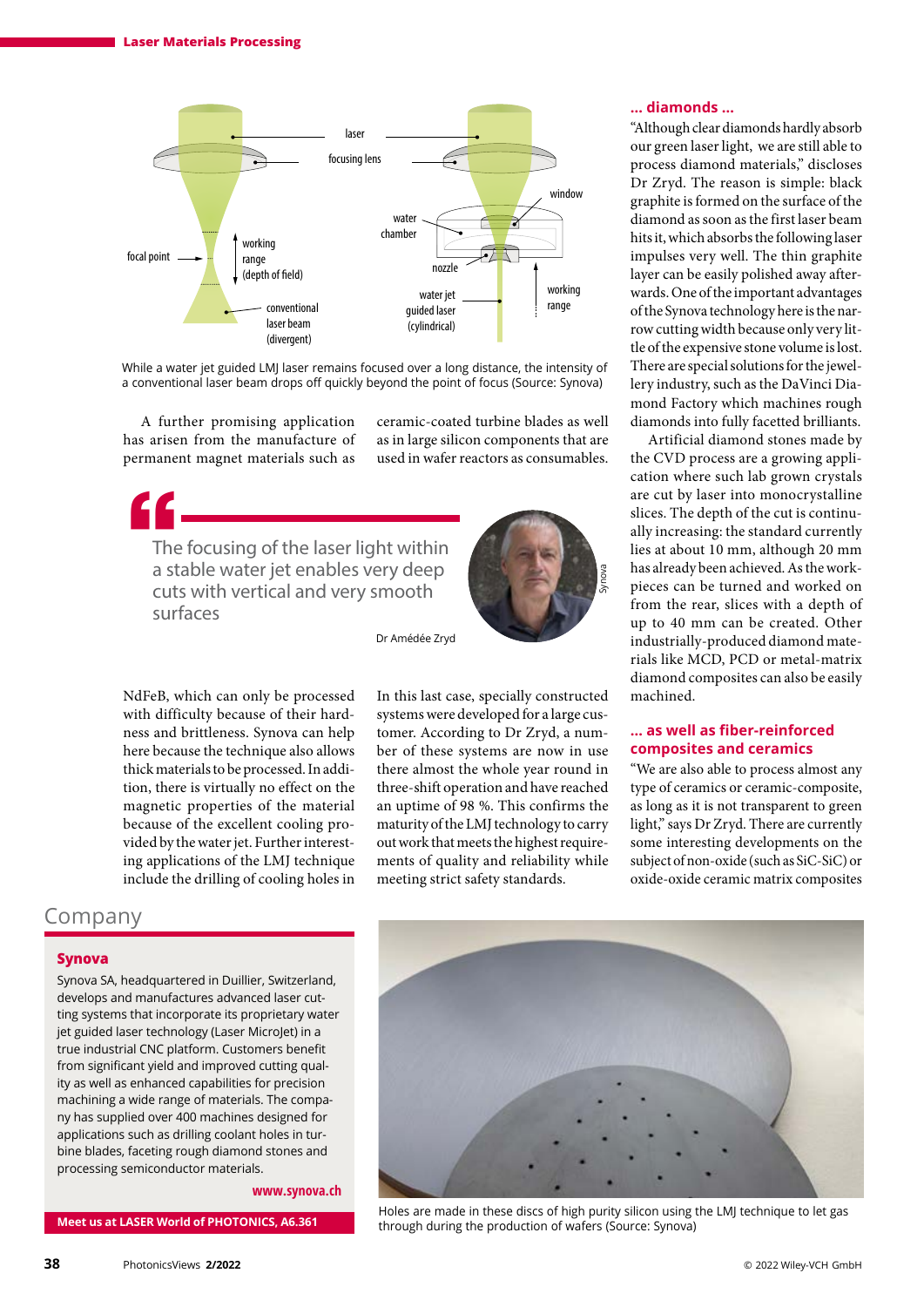While a water jet guided LMJ laser remains focused over a long distance, the intensity of a conventional laser beam drops off quickly beyond the point of focus (Source: Synova)

A further promising application has arisen from the manufacture of permanent magnet materials such as NdFeB, which can only be processed with difficulty because of their hardness and brittleness. Synova can help here because the technique also allows thick materials to be processed. In addition, there is virtually no effect on the magnetic properties of the material because of the excellent cooling provided by the water jet. Further interesting applications of the LMJ technique include the drilling of cooling holes in ceramic-coated turbine blades as well as in large silicon components that are used in wafer reactors as consumables.

> The focusing of the laser light within a stable water jet enables very deep cuts with vertical and very smooth surfaces
>
> Dr Amédée Zryd

In this last case, specially constructed systems were developed for a large customer. According to Dr Zryd, a number of these systems are now in use there almost the whole year round in three-shift operation and have reached an uptime of 98 %. This confirms the maturity of the LMJ technology to carry out work that meets the highest requirements of quality and reliability while meeting strict safety standards.

## ... diamonds ...

"Although clear diamonds hardly absorb our green laser light, we are still able to process diamond materials," discloses Dr Zryd. The reason is simple: black graphite is formed on the surface of the diamond as soon as the first laser beam hits it, which absorbs the following laser impulses very well. The thin graphite layer can be easily polished away afterwards. One of the important advantages of the Synova technology here is the narrow cutting width because only very little of the expensive stone volume is lost. There are special solutions for the jewellery industry, such as the DaVinci Diamond Factory which machines rough diamonds into fully facetted brilliants.

Artificial diamond stones made by the CVD process are a growing application where such lab grown crystals are cut by laser into monocrystalline slices. The depth of the cut is continually increasing: the standard currently lies at about 10 mm, although 20 mm has already been achieved. As the workpieces can be turned and worked on from the rear, slices with a depth of up to 40 mm can be created. Other industrially-produced diamond materials like MCD, PCD or metal-matrix diamond composites can also be easily machined.

## ... as well as fiber-reinforced composites and ceramics

"We are also able to process almost any type of ceramics or ceramic-composite, as long as it is not transparent to green light," says Dr Zryd. There are currently some interesting developments on the subject of non-oxide (such as SiC-SiC) or oxide-oxide ceramic matrix composites

## Company

### Synova

Synova SA, headquartered in Duillier, Switzerland, develops and manufactures advanced laser cutting systems that incorporate its proprietary water jet guided laser technology (Laser MicroJet) in a true industrial CNC platform. Customers benefit from significant yield and improved cutting quality as well as enhanced capabilities for precision machining a wide range of materials. The company has supplied over 400 machines designed for applications such as drilling coolant holes in turbine blades, faceting rough diamond stones and processing semiconductor materials.

**www.synova.ch**

**Meet us at LASER World of PHOTONICS, A6.361**

Holes are made in these discs of high purity silicon using the LMJ technique to let gas through during the production of wafers (Source: Synova)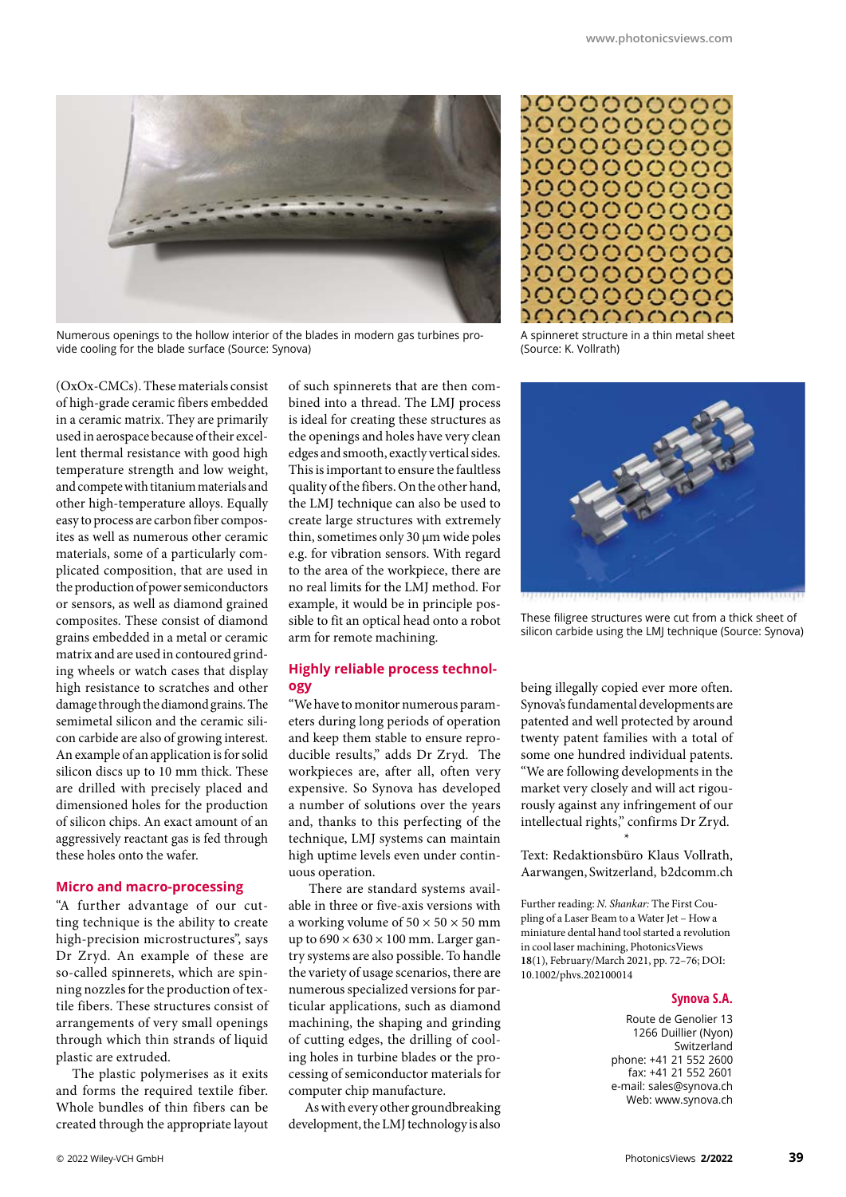Numerous openings to the hollow interior of the blades in modern gas turbines provide cooling for the blade surface (Source: Synova)

A spinneret structure in a thin metal sheet (Source: K. Vollrath)

These filigree structures were cut from a thick sheet of silicon carbide using the LMJ technique (Source: Synova)

(OxOx-CMCs). These materials consist of high-grade ceramic fibers embedded in a ceramic matrix. They are primarily used in aerospace because of their excellent thermal resistance with good high temperature strength and low weight, and compete with titanium materials and other high-temperature alloys. Equally easy to process are carbon fiber composites as well as numerous other ceramic materials, some of a particularly complicated composition, that are used in the production of power semiconductors or sensors, as well as diamond grained composites. These consist of diamond grains embedded in a metal or ceramic matrix and are used in contoured grinding wheels or watch cases that display high resistance to scratches and other damage through the diamond grains. The semimetal silicon and the ceramic silicon carbide are also of growing interest. An example of an application is for solid silicon discs up to 10 mm thick. These are drilled with precisely placed and dimensioned holes for the production of silicon chips. An exact amount of an aggressively reactant gas is fed through these holes onto the wafer.

## Micro and macro-processing

"A further advantage of our cutting technique is the ability to create high-precision microstructures", says Dr Zryd. An example of these are so-called spinnerets, which are spinning nozzles for the production of textile fibers. These structures consist of arrangements of very small openings through which thin strands of liquid plastic are extruded.

The plastic polymerises as it exits and forms the required textile fiber. Whole bundles of thin fibers can be created through the appropriate layout of such spinnerets that are then combined into a thread. The LMJ process is ideal for creating these structures as the openings and holes have very clean edges and smooth, exactly vertical sides. This is important to ensure the faultless quality of the fibers. On the other hand, the LMJ technique can also be used to create large structures with extremely thin, sometimes only 30 µm wide poles e.g. for vibration sensors. With regard to the area of the workpiece, there are no real limits for the LMJ method. For example, it would be in principle possible to fit an optical head onto a robot arm for remote machining.

## Highly reliable process technology

"We have to monitor numerous parameters during long periods of operation and keep them stable to ensure reproducible results," adds Dr Zryd. The workpieces are, after all, often very expensive. So Synova has developed a number of solutions over the years and, thanks to this perfecting of the technique, LMJ systems can maintain high uptime levels even under continuous operation.

There are standard systems available in three or five-axis versions with a working volume of 50 × 50 × 50 mm up to 690 × 630 × 100 mm. Larger gantry systems are also possible. To handle the variety of usage scenarios, there are numerous specialized versions for particular applications, such as diamond machining, the shaping and grinding of cutting edges, the drilling of cooling holes in turbine blades or the processing of semiconductor materials for computer chip manufacture.

As with every other groundbreaking development, the LMJ technology is also being illegally copied ever more often. Synova's fundamental developments are patented and well protected by around twenty patent families with a total of some one hundred individual patents. "We are following developments in the market very closely and will act rigourously against any infringement of our intellectual rights," confirms Dr Zryd.

\*

Text: Redaktionsbüro Klaus Vollrath, Aarwangen, Switzerland, b2dcomm.ch

Further reading: *N. Shankar:* The First Coupling of a Laser Beam to a Water Jet – How a miniature dental hand tool started a revolution in cool laser machining, PhotonicsViews **18**(1), February/March 2021, pp. 72–76; DOI: 10.1002/phvs.202100014

**Synova S.A.**
Route de Genolier 13
1266 Duillier (Nyon)
Switzerland
phone: +41 21 552 2600
fax: +41 21 552 2601
e-mail: sales@synova.ch
Web: www.synova.ch

© 2022 Wiley-VCH GmbH